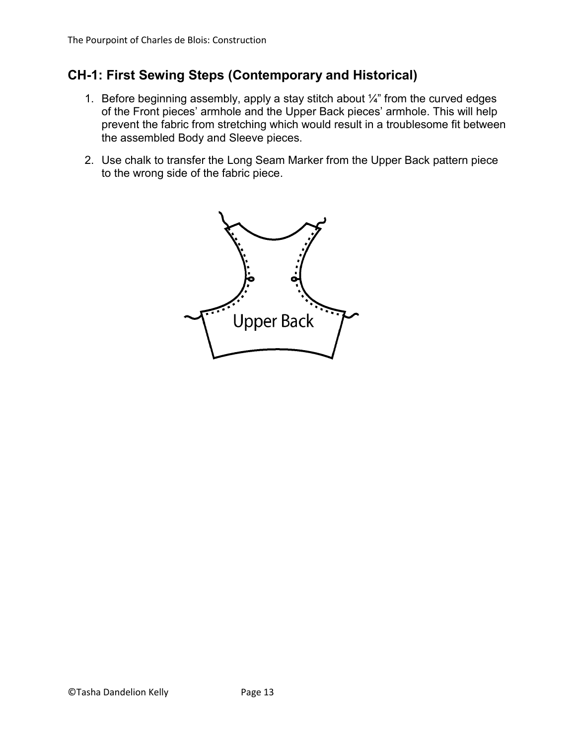## CH-1: First Sewing Steps (Contemporary and Historical)

1. Before beginning assembly, apply a stay stitch about ¼” from the curved edges of the Front pieces’ armhole and the Upper Back pieces’ armhole. This will help prevent the fabric from stretching which would result in a troublesome fit between the assembled Body and Sleeve pieces.
2. Use chalk to transfer the Long Seam Marker from the Upper Back pattern piece to the wrong side of the fabric piece.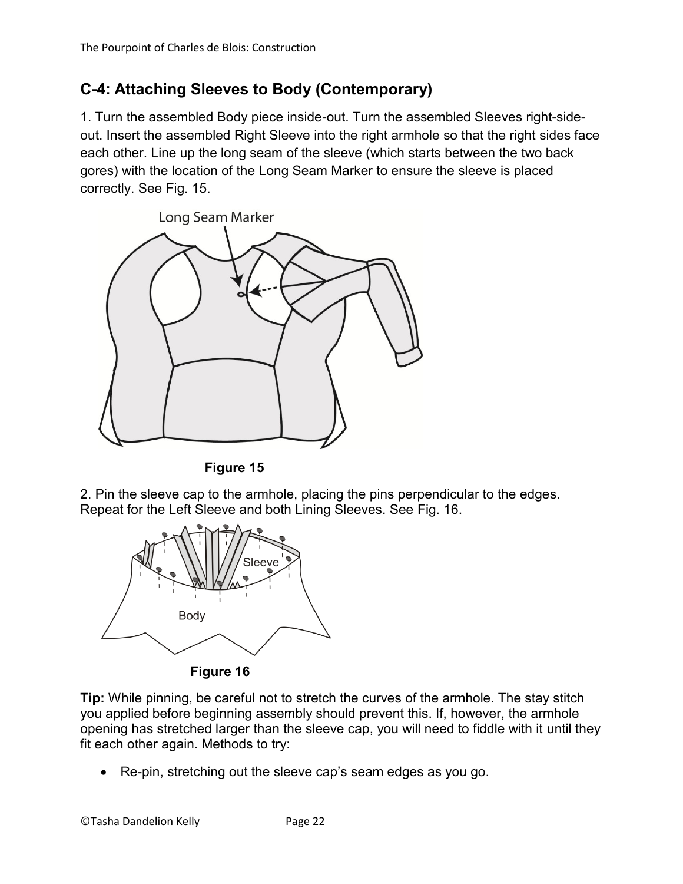## C-4: Attaching Sleeves to Body (Contemporary)

1. Turn the assembled Body piece inside-out. Turn the assembled Sleeves right-side-out. Insert the assembled Right Sleeve into the right armhole so that the right sides face each other. Line up the long seam of the sleeve (which starts between the two back gores) with the location of the Long Seam Marker to ensure the sleeve is placed correctly. See Fig. 15.

**Figure 15**

2. Pin the sleeve cap to the armhole, placing the pins perpendicular to the edges. Repeat for the Left Sleeve and both Lining Sleeves. See Fig. 16.

**Figure 16**

**Tip:** While pinning, be careful not to stretch the curves of the armhole. The stay stitch you applied before beginning assembly should prevent this. If, however, the armhole opening has stretched larger than the sleeve cap, you will need to fiddle with it until they fit each other again. Methods to try:

- Re-pin, stretching out the sleeve cap's seam edges as you go.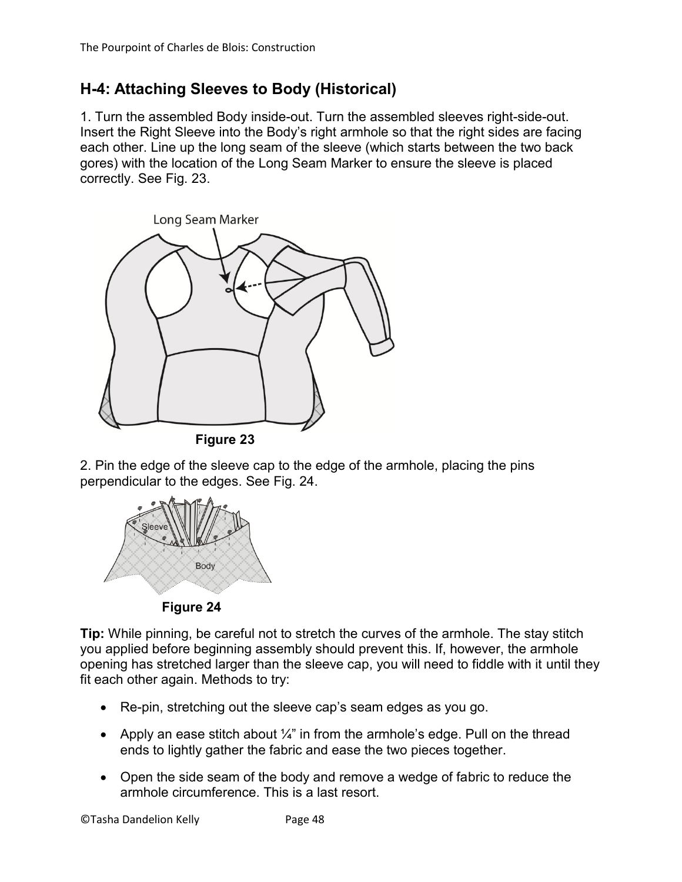## H-4: Attaching Sleeves to Body (Historical)

1. Turn the assembled Body inside-out. Turn the assembled sleeves right-side-out. Insert the Right Sleeve into the Body's right armhole so that the right sides are facing each other. Line up the long seam of the sleeve (which starts between the two back gores) with the location of the Long Seam Marker to ensure the sleeve is placed correctly. See Fig. 23.

**Figure 23**

2. Pin the edge of the sleeve cap to the edge of the armhole, placing the pins perpendicular to the edges. See Fig. 24.

**Figure 24**

**Tip:** While pinning, be careful not to stretch the curves of the armhole. The stay stitch you applied before beginning assembly should prevent this. If, however, the armhole opening has stretched larger than the sleeve cap, you will need to fiddle with it until they fit each other again. Methods to try:

- Re-pin, stretching out the sleeve cap's seam edges as you go.
- Apply an ease stitch about ¼" in from the armhole's edge. Pull on the thread ends to lightly gather the fabric and ease the two pieces together.
- Open the side seam of the body and remove a wedge of fabric to reduce the armhole circumference. This is a last resort.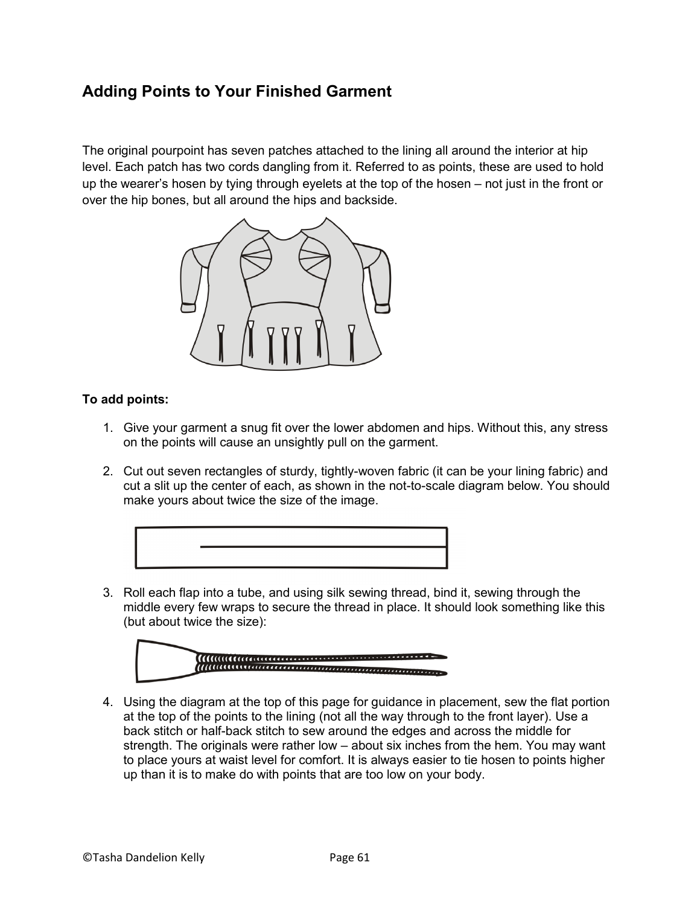## Adding Points to Your Finished Garment

The original pourpoint has seven patches attached to the lining all around the interior at hip level. Each patch has two cords dangling from it. Referred to as points, these are used to hold up the wearer's hosen by tying through eyelets at the top of the hosen – not just in the front or over the hip bones, but all around the hips and backside.

**To add points:**

1. Give your garment a snug fit over the lower abdomen and hips. Without this, any stress on the points will cause an unsightly pull on the garment.
2. Cut out seven rectangles of sturdy, tightly-woven fabric (it can be your lining fabric) and cut a slit up the center of each, as shown in the not-to-scale diagram below. You should make yours about twice the size of the image.
3. Roll each flap into a tube, and using silk sewing thread, bind it, sewing through the middle every few wraps to secure the thread in place. It should look something like this (but about twice the size):
4. Using the diagram at the top of this page for guidance in placement, sew the flat portion at the top of the points to the lining (not all the way through to the front layer). Use a back stitch or half-back stitch to sew around the edges and across the middle for strength. The originals were rather low – about six inches from the hem. You may want to place yours at waist level for comfort. It is always easier to tie hosen to points higher up than it is to make do with points that are too low on your body.